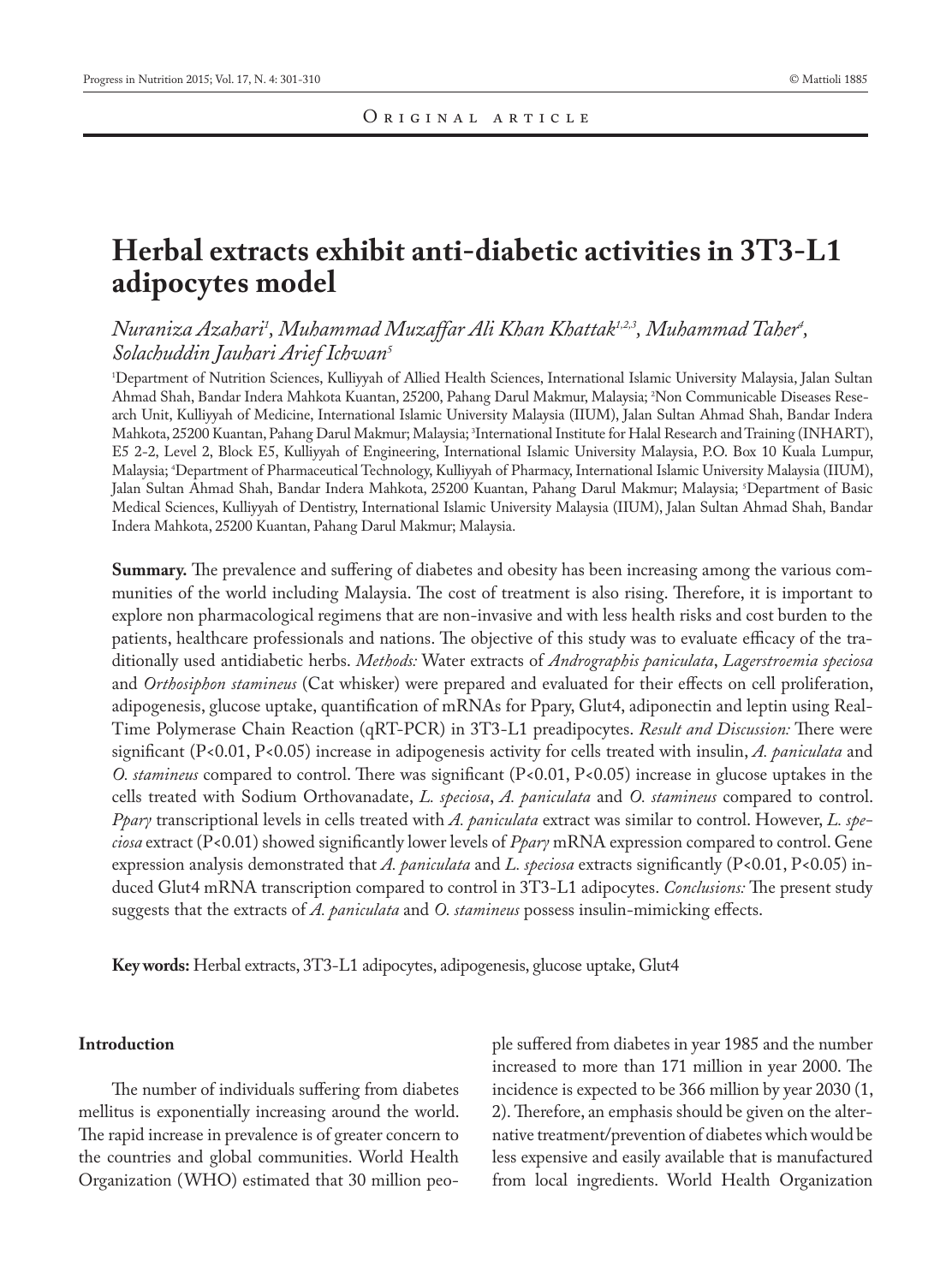Original article

# Herbal extracts exhibit anti-diabetic activities in 3T3-L1 adipocytes model

*Nuraniza Azahari*[1], *Muhammad Muzaffar Ali Khan Khattak*[1,2,3], *Muhammad Taher*[4], *Solachuddin Jauhari Arief Ichwan*[5]

[1]Department of Nutrition Sciences, Kulliyyah of Allied Health Sciences, International Islamic University Malaysia, Jalan Sultan Ahmad Shah, Bandar Indera Mahkota Kuantan, 25200, Pahang Darul Makmur, Malaysia; [2]Non Communicable Diseases Research Unit, Kulliyyah of Medicine, International Islamic University Malaysia (IIUM), Jalan Sultan Ahmad Shah, Bandar Indera Mahkota, 25200 Kuantan, Pahang Darul Makmur; Malaysia; [3]International Institute for Halal Research and Training (INHART), E5 2-2, Level 2, Block E5, Kulliyyah of Engineering, International Islamic University Malaysia, P.O. Box 10 Kuala Lumpur, Malaysia; [4]Department of Pharmaceutical Technology, Kulliyyah of Pharmacy, International Islamic University Malaysia (IIUM), Jalan Sultan Ahmad Shah, Bandar Indera Mahkota, 25200 Kuantan, Pahang Darul Makmur; Malaysia; [5]Department of Basic Medical Sciences, Kulliyyah of Dentistry, International Islamic University Malaysia (IIUM), Jalan Sultan Ahmad Shah, Bandar Indera Mahkota, 25200 Kuantan, Pahang Darul Makmur; Malaysia.

**Summary.** The prevalence and suffering of diabetes and obesity has been increasing among the various communities of the world including Malaysia. The cost of treatment is also rising. Therefore, it is important to explore non pharmacological regimens that are non-invasive and with less health risks and cost burden to the patients, healthcare professionals and nations. The objective of this study was to evaluate efficacy of the traditionally used antidiabetic herbs. *Methods:* Water extracts of *Andrographis paniculata*, *Lagerstroemia speciosa* and *Orthosiphon stamineus* (Cat whisker) were prepared and evaluated for their effects on cell proliferation, adipogenesis, glucose uptake, quantification of mRNAs for Pparγ, Glut4, adiponectin and leptin using Real-Time Polymerase Chain Reaction (qRT-PCR) in 3T3-L1 preadipocytes. *Result and Discussion:* There were significant ($P<0.01$, $P<0.05$) increase in adipogenesis activity for cells treated with insulin, *A. paniculata* and *O. stamineus* compared to control. There was significant ($P<0.01$, $P<0.05$) increase in glucose uptakes in the cells treated with Sodium Orthovanadate, *L. speciosa*, *A. paniculata* and *O. stamineus* compared to control. *Pparγ* transcriptional levels in cells treated with *A. paniculata* extract was similar to control. However, *L. speciosa* extract ($P<0.01$) showed significantly lower levels of *Pparγ* mRNA expression compared to control. Gene expression analysis demonstrated that *A. paniculata* and *L. speciosa* extracts significantly ($P<0.01$, $P<0.05$) induced Glut4 mRNA transcription compared to control in 3T3-L1 adipocytes. *Conclusions:* The present study suggests that the extracts of *A. paniculata* and *O. stamineus* possess insulin-mimicking effects.

**Key words:** Herbal extracts, 3T3-L1 adipocytes, adipogenesis, glucose uptake, Glut4

## Introduction

The number of individuals suffering from diabetes mellitus is exponentially increasing around the world. The rapid increase in prevalence is of greater concern to the countries and global communities. World Health Organization (WHO) estimated that 30 million people suffered from diabetes in year 1985 and the number increased to more than 171 million in year 2000. The incidence is expected to be 366 million by year 2030 (1, 2). Therefore, an emphasis should be given on the alternative treatment/prevention of diabetes which would be less expensive and easily available that is manufactured from local ingredients. World Health Organization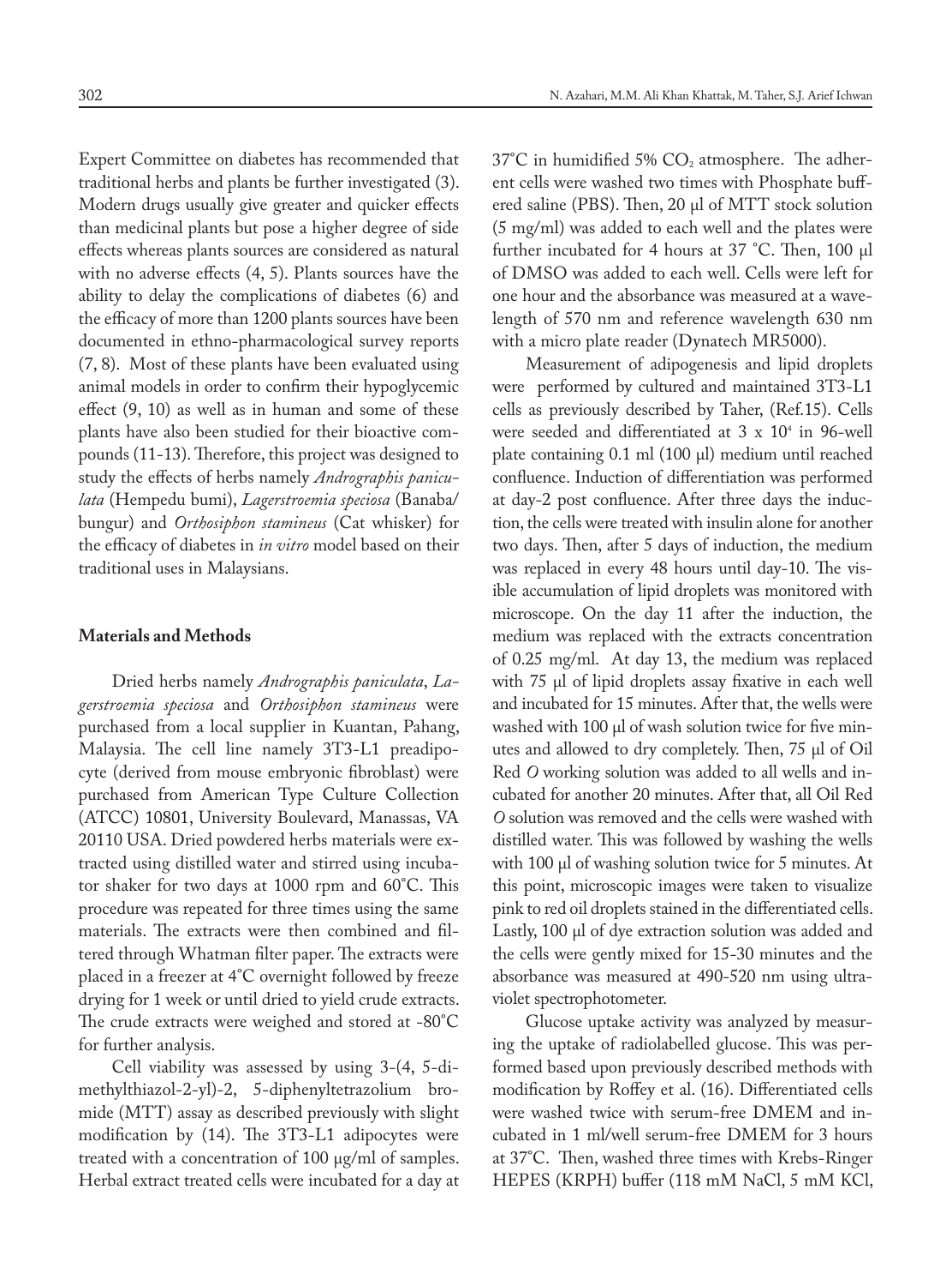Expert Committee on diabetes has recommended that traditional herbs and plants be further investigated (3). Modern drugs usually give greater and quicker effects than medicinal plants but pose a higher degree of side effects whereas plants sources are considered as natural with no adverse effects (4, 5). Plants sources have the ability to delay the complications of diabetes (6) and the efficacy of more than 1200 plants sources have been documented in ethno-pharmacological survey reports (7, 8). Most of these plants have been evaluated using animal models in order to confirm their hypoglycemic effect (9, 10) as well as in human and some of these plants have also been studied for their bioactive compounds (11-13). Therefore, this project was designed to study the effects of herbs namely *Andrographis paniculata* (Hempedu bumi), *Lagerstroemia speciosa* (Banaba/bungur) and *Orthosiphon stamineus* (Cat whisker) for the efficacy of diabetes in *in vitro* model based on their traditional uses in Malaysians.

## Materials and Methods

Dried herbs namely *Andrographis paniculata*, *Lagerstroemia speciosa* and *Orthosiphon stamineus* were purchased from a local supplier in Kuantan, Pahang, Malaysia. The cell line namely 3T3-L1 preadipocyte (derived from mouse embryonic fibroblast) were purchased from American Type Culture Collection (ATCC) 10801, University Boulevard, Manassas, VA 20110 USA. Dried powdered herbs materials were extracted using distilled water and stirred using incubator shaker for two days at 1000 rpm and 60˚C. This procedure was repeated for three times using the same materials. The extracts were then combined and filtered through Whatman filter paper. The extracts were placed in a freezer at 4˚C overnight followed by freeze drying for 1 week or until dried to yield crude extracts. The crude extracts were weighed and stored at -80˚C for further analysis.

Cell viability was assessed by using 3-(4, 5-dimethylthiazol-2-yl)-2, 5-diphenyltetrazolium bromide (MTT) assay as described previously with slight modification by (14). The 3T3-L1 adipocytes were treated with a concentration of 100 μg/ml of samples. Herbal extract treated cells were incubated for a day at 37˚C in humidified 5% $CO_2$ atmosphere. The adherent cells were washed two times with Phosphate buffered saline (PBS). Then, 20 μl of MTT stock solution (5 mg/ml) was added to each well and the plates were further incubated for 4 hours at 37 ˚C. Then, 100 μl of DMSO was added to each well. Cells were left for one hour and the absorbance was measured at a wavelength of 570 nm and reference wavelength 630 nm with a micro plate reader (Dynatech MR5000).

Measurement of adipogenesis and lipid droplets were performed by cultured and maintained 3T3-L1 cells as previously described by Taher, (Ref.15). Cells were seeded and differentiated at 3 x $10^4$ in 96-well plate containing 0.1 ml (100 μl) medium until reached confluence. Induction of differentiation was performed at day-2 post confluence. After three days the induction, the cells were treated with insulin alone for another two days. Then, after 5 days of induction, the medium was replaced in every 48 hours until day-10. The visible accumulation of lipid droplets was monitored with microscope. On the day 11 after the induction, the medium was replaced with the extracts concentration of 0.25 mg/ml. At day 13, the medium was replaced with 75 μl of lipid droplets assay fixative in each well and incubated for 15 minutes. After that, the wells were washed with 100 μl of wash solution twice for five minutes and allowed to dry completely. Then, 75 μl of Oil Red *O* working solution was added to all wells and incubated for another 20 minutes. After that, all Oil Red *O* solution was removed and the cells were washed with distilled water. This was followed by washing the wells with 100 μl of washing solution twice for 5 minutes. At this point, microscopic images were taken to visualize pink to red oil droplets stained in the differentiated cells. Lastly, 100 μl of dye extraction solution was added and the cells were gently mixed for 15-30 minutes and the absorbance was measured at 490-520 nm using ultraviolet spectrophotometer.

Glucose uptake activity was analyzed by measuring the uptake of radiolabelled glucose. This was performed based upon previously described methods with modification by Roffey et al. (16). Differentiated cells were washed twice with serum-free DMEM and incubated in 1 ml/well serum-free DMEM for 3 hours at 37˚C. Then, washed three times with Krebs-Ringer HEPES (KRPH) buffer (118 mM NaCl, 5 mM KCl,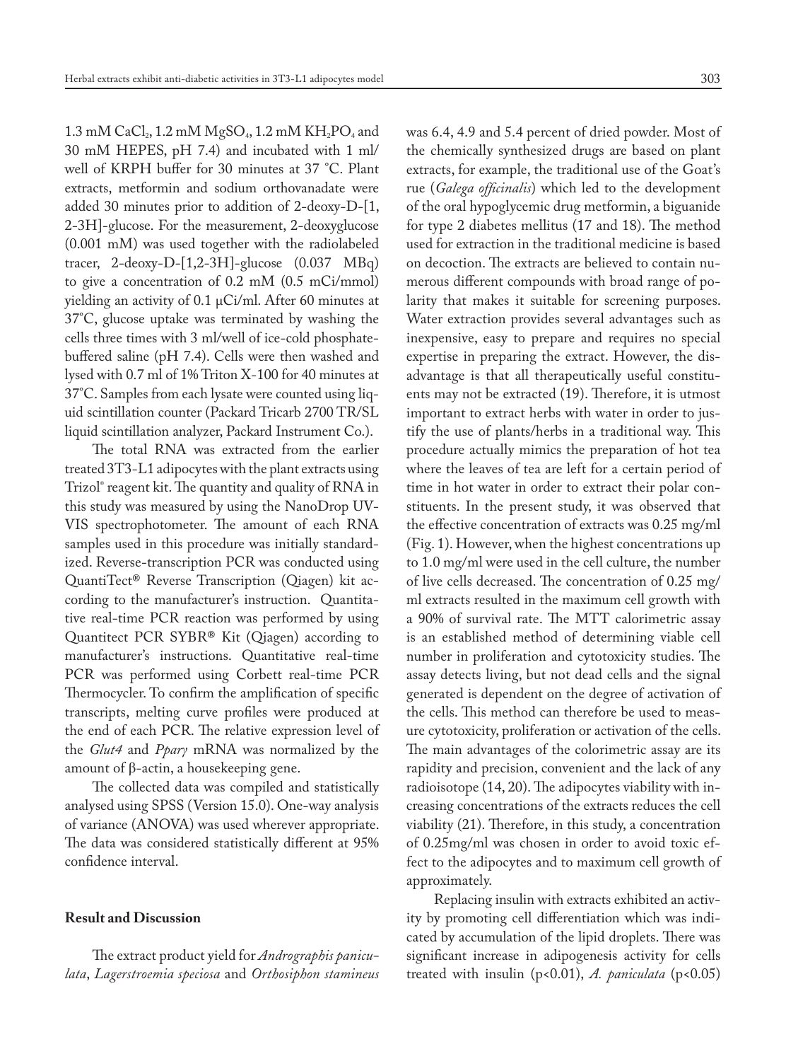1.3 mM $CaCl_2$, 1.2 mM $MgSO_4$, 1.2 mM $KH_2PO_4$ and 30 mM HEPES, pH 7.4) and incubated with 1 ml/well of KRPH buffer for 30 minutes at 37 °C. Plant extracts, metformin and sodium orthovanadate were added 30 minutes prior to addition of 2-deoxy-D-[1, 2-3H]-glucose. For the measurement, 2-deoxyglucose (0.001 mM) was used together with the radiolabeled tracer, 2-deoxy-D-[1,2-3H]-glucose (0.037 MBq) to give a concentration of 0.2 mM (0.5 mCi/mmol) yielding an activity of 0.1 µCi/ml. After 60 minutes at 37°C, glucose uptake was terminated by washing the cells three times with 3 ml/well of ice-cold phosphate-buffered saline (pH 7.4). Cells were then washed and lysed with 0.7 ml of 1% Triton X-100 for 40 minutes at 37°C. Samples from each lysate were counted using liquid scintillation counter (Packard Tricarb 2700 TR/SL liquid scintillation analyzer, Packard Instrument Co.).

The total RNA was extracted from the earlier treated 3T3-L1 adipocytes with the plant extracts using Trizol® reagent kit. The quantity and quality of RNA in this study was measured by using the NanoDrop UV-VIS spectrophotometer. The amount of each RNA samples used in this procedure was initially standardized. Reverse-transcription PCR was conducted using QuantiTect® Reverse Transcription (Qiagen) kit according to the manufacturer's instruction. Quantitative real-time PCR reaction was performed by using Quantitect PCR SYBR® Kit (Qiagen) according to manufacturer's instructions. Quantitative real-time PCR was performed using Corbett real-time PCR Thermocycler. To confirm the amplification of specific transcripts, melting curve profiles were produced at the end of each PCR. The relative expression level of the *Glut4* and *Pparγ* mRNA was normalized by the amount of β-actin, a housekeeping gene.

The collected data was compiled and statistically analysed using SPSS (Version 15.0). One-way analysis of variance (ANOVA) was used wherever appropriate. The data was considered statistically different at 95% confidence interval.

## Result and Discussion

The extract product yield for *Andrographis paniculata*, *Lagerstroemia speciosa* and *Orthosiphon stamineus* was 6.4, 4.9 and 5.4 percent of dried powder. Most of the chemically synthesized drugs are based on plant extracts, for example, the traditional use of the Goat's rue (*Galega officinalis*) which led to the development of the oral hypoglycemic drug metformin, a biguanide for type 2 diabetes mellitus (17 and 18). The method used for extraction in the traditional medicine is based on decoction. The extracts are believed to contain numerous different compounds with broad range of polarity that makes it suitable for screening purposes. Water extraction provides several advantages such as inexpensive, easy to prepare and requires no special expertise in preparing the extract. However, the disadvantage is that all therapeutically useful constituents may not be extracted (19). Therefore, it is utmost important to extract herbs with water in order to justify the use of plants/herbs in a traditional way. This procedure actually mimics the preparation of hot tea where the leaves of tea are left for a certain period of time in hot water in order to extract their polar constituents. In the present study, it was observed that the effective concentration of extracts was 0.25 mg/ml (Fig. 1). However, when the highest concentrations up to 1.0 mg/ml were used in the cell culture, the number of live cells decreased. The concentration of 0.25 mg/ml extracts resulted in the maximum cell growth with a 90% of survival rate. The MTT calorimetric assay is an established method of determining viable cell number in proliferation and cytotoxicity studies. The assay detects living, but not dead cells and the signal generated is dependent on the degree of activation of the cells. This method can therefore be used to measure cytotoxicity, proliferation or activation of the cells. The main advantages of the colorimetric assay are its rapidity and precision, convenient and the lack of any radioisotope (14, 20). The adipocytes viability with increasing concentrations of the extracts reduces the cell viability (21). Therefore, in this study, a concentration of 0.25mg/ml was chosen in order to avoid toxic effect to the adipocytes and to maximum cell growth of approximately.

Replacing insulin with extracts exhibited an activity by promoting cell differentiation which was indicated by accumulation of the lipid droplets. There was significant increase in adipogenesis activity for cells treated with insulin ($p<0.01$), *A. paniculata* ($p<0.05$)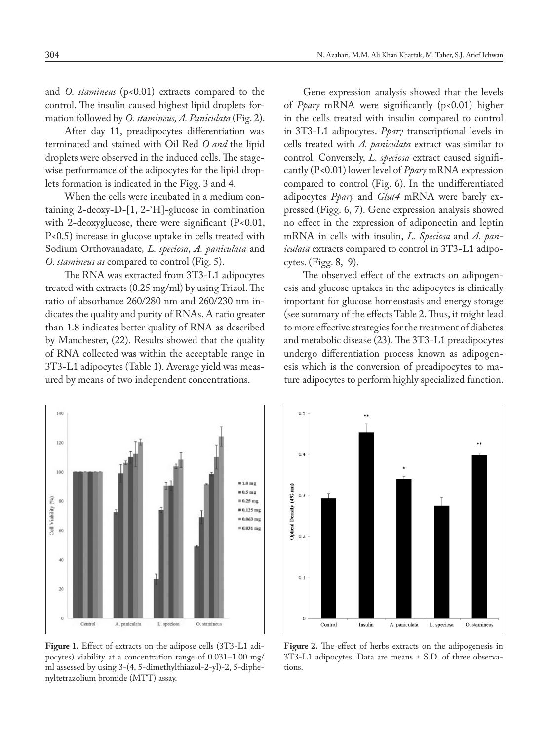and *O. stamineus* ($p<0.01$) extracts compared to the control. The insulin caused highest lipid droplets formation followed by *O. stamineus, A. Paniculata* (Fig. 2).

After day 11, preadipocytes differentiation was terminated and stained with Oil Red *O and* the lipid droplets were observed in the induced cells. The stagewise performance of the adipocytes for the lipid droplets formation is indicated in the Figg. 3 and 4.

When the cells were incubated in a medium containing 2-deoxy-D-[1, 2-$^3$H]-glucose in combination with 2-deoxyglucose, there were significant ($P<0.01$, $P<0.5$) increase in glucose uptake in cells treated with Sodium Orthovanadate, *L. speciosa*, *A. paniculata* and *O. stamineus as* compared to control (Fig. 5).

The RNA was extracted from 3T3-L1 adipocytes treated with extracts (0.25 mg/ml) by using Trizol. The ratio of absorbance 260/280 nm and 260/230 nm indicates the quality and purity of RNAs. A ratio greater than 1.8 indicates better quality of RNA as described by Manchester, (22). Results showed that the quality of RNA collected was within the acceptable range in 3T3-L1 adipocytes (Table 1). Average yield was measured by means of two independent concentrations.

Gene expression analysis showed that the levels of *Pparγ* mRNA were significantly ($p<0.01$) higher in the cells treated with insulin compared to control in 3T3-L1 adipocytes. *Pparγ* transcriptional levels in cells treated with *A. paniculata* extract was similar to control. Conversely, *L. speciosa* extract caused significantly ($P<0.01$) lower level of *Pparγ* mRNA expression compared to control (Fig. 6). In the undifferentiated adipocytes *Pparγ* and *Glut4* mRNA were barely expressed (Figg. 6, 7). Gene expression analysis showed no effect in the expression of adiponectin and leptin mRNA in cells with insulin, *L. Speciosa* and *A. paniculata* extracts compared to control in 3T3-L1 adipocytes. (Figg. 8, 9).

The observed effect of the extracts on adipogenesis and glucose uptakes in the adipocytes is clinically important for glucose homeostasis and energy storage (see summary of the effects Table 2. Thus, it might lead to more effective strategies for the treatment of diabetes and metabolic disease (23). The 3T3-L1 preadipocytes undergo differentiation process known as adipogenesis which is the conversion of preadipocytes to mature adipocytes to perform highly specialized function.

**Figure 1.** Effect of extracts on the adipose cells (3T3-L1 adipocytes) viability at a concentration range of 0.031–1.00 mg/ml assessed by using 3-(4, 5-dimethylthiazol-2-yl)-2, 5-diphenyltetrazolium bromide (MTT) assay.

**Figure 2.** The effect of herbs extracts on the adipogenesis in 3T3-L1 adipocytes. Data are means ± S.D. of three observations.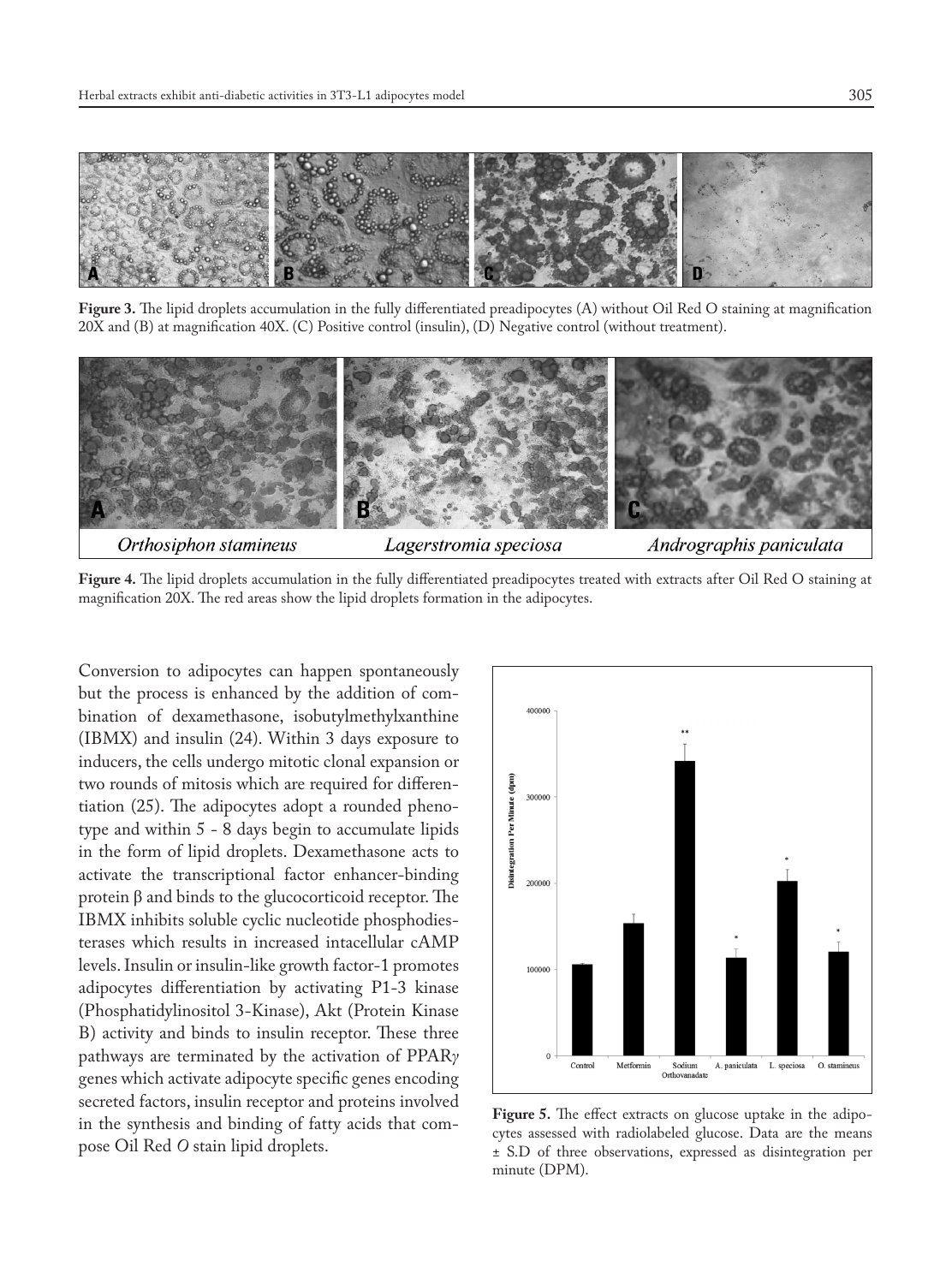**Figure 3.** The lipid droplets accumulation in the fully differentiated preadipocytes (A) without Oil Red O staining at magnification 20X and (B) at magnification 40X. (C) Positive control (insulin), (D) Negative control (without treatment).

**Figure 4.** The lipid droplets accumulation in the fully differentiated preadipocytes treated with extracts after Oil Red O staining at magnification 20X. The red areas show the lipid droplets formation in the adipocytes.

Conversion to adipocytes can happen spontaneously but the process is enhanced by the addition of combination of dexamethasone, isobutylmethylxanthine (IBMX) and insulin (24). Within 3 days exposure to inducers, the cells undergo mitotic clonal expansion or two rounds of mitosis which are required for differentiation (25). The adipocytes adopt a rounded phenotype and within 5 - 8 days begin to accumulate lipids in the form of lipid droplets. Dexamethasone acts to activate the transcriptional factor enhancer-binding protein β and binds to the glucocorticoid receptor. The IBMX inhibits soluble cyclic nucleotide phosphodiesterases which results in increased intacellular cAMP levels. Insulin or insulin-like growth factor-1 promotes adipocytes differentiation by activating P1-3 kinase (Phosphatidylinositol 3-Kinase), Akt (Protein Kinase B) activity and binds to insulin receptor. These three pathways are terminated by the activation of PPAR*γ* genes which activate adipocyte specific genes encoding secreted factors, insulin receptor and proteins involved in the synthesis and binding of fatty acids that compose Oil Red *O* stain lipid droplets.

**Figure 5.** The effect extracts on glucose uptake in the adipocytes assessed with radiolabeled glucose. Data are the means ± S.D of three observations, expressed as disintegration per minute (DPM).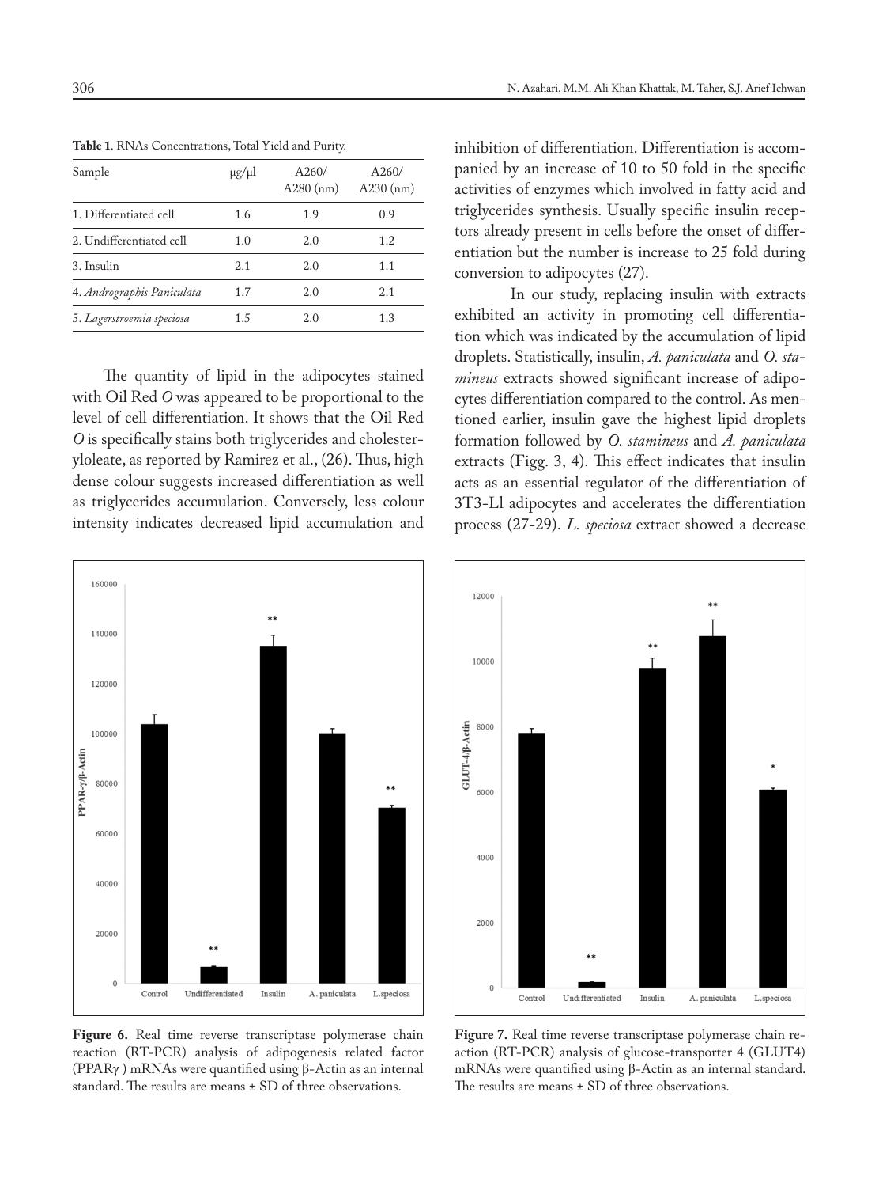**Table 1**. RNAs Concentrations, Total Yield and Purity.

| Sample | μg/μl | A260/ A280 (nm) | A260/ A230 (nm) |
|---|---|---|---|
| 1. Differentiated cell | 1.6 | 1.9 | 0.9 |
| 2. Undifferentiated cell | 1.0 | 2.0 | 1.2 |
| 3. Insulin | 2.1 | 2.0 | 1.1 |
| 4. *Andrographis Paniculata* | 1.7 | 2.0 | 2.1 |
| 5. *Lagerstroemia speciosa* | 1.5 | 2.0 | 1.3 |

The quantity of lipid in the adipocytes stained with Oil Red *O* was appeared to be proportional to the level of cell differentiation. It shows that the Oil Red *O* is specifically stains both triglycerides and cholesteryloleate, as reported by Ramirez et al., (26). Thus, high dense colour suggests increased differentiation as well as triglycerides accumulation. Conversely, less colour intensity indicates decreased lipid accumulation and inhibition of differentiation. Differentiation is accompanied by an increase of 10 to 50 fold in the specific activities of enzymes which involved in fatty acid and triglycerides synthesis. Usually specific insulin receptors already present in cells before the onset of differentiation but the number is increase to 25 fold during conversion to adipocytes (27).

In our study, replacing insulin with extracts exhibited an activity in promoting cell differentiation which was indicated by the accumulation of lipid droplets. Statistically, insulin, *A. paniculata* and *O. stamineus* extracts showed significant increase of adipocytes differentiation compared to the control. As mentioned earlier, insulin gave the highest lipid droplets formation followed by *O. stamineus* and *A. paniculata* extracts (Figg. 3, 4). This effect indicates that insulin acts as an essential regulator of the differentiation of 3T3-Ll adipocytes and accelerates the differentiation process (27-29). *L. speciosa* extract showed a decrease

**Figure 6.** Real time reverse transcriptase polymerase chain reaction (RT-PCR) analysis of adipogenesis related factor (PPARγ ) mRNAs were quantified using β-Actin as an internal standard. The results are means ± SD of three observations.

**Figure 7.** Real time reverse transcriptase polymerase chain reaction (RT-PCR) analysis of glucose-transporter 4 (GLUT4) mRNAs were quantified using β-Actin as an internal standard. The results are means ± SD of three observations.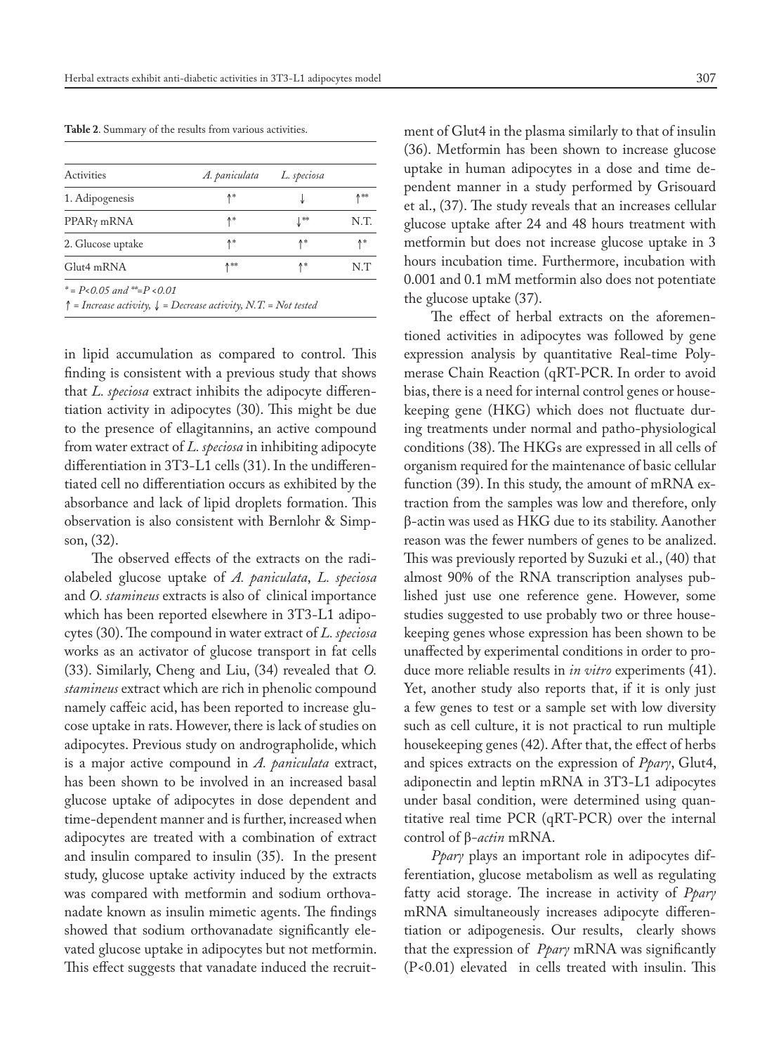**Table 2**. Summary of the results from various activities.

| Activities | *A. paniculata* | *L. speciosa* | |
|---|---|---|---|
| 1. Adipogenesis | ↑* | ↓ | ↑** |
| PPARγ mRNA | ↑* | ↓** | N.T. |
| 2. Glucose uptake | ↑* | ↑* | ↑* |
| Glut4 mRNA | ↑** | ↑* | N.T |

*\* = P<0.05 and \*\*=P <0.01*

*↑ = Increase activity, ↓ = Decrease activity, N.T. = Not tested*

in lipid accumulation as compared to control. This finding is consistent with a previous study that shows that *L. speciosa* extract inhibits the adipocyte differentiation activity in adipocytes (30). This might be due to the presence of ellagitannins, an active compound from water extract of *L. speciosa* in inhibiting adipocyte differentiation in 3T3-L1 cells (31). In the undifferentiated cell no differentiation occurs as exhibited by the absorbance and lack of lipid droplets formation. This observation is also consistent with Bernlohr & Simpson, (32).

The observed effects of the extracts on the radiolabeled glucose uptake of *A. paniculata*, *L. speciosa* and *O. stamineus* extracts is also of clinical importance which has been reported elsewhere in 3T3-L1 adipocytes (30). The compound in water extract of *L. speciosa* works as an activator of glucose transport in fat cells (33). Similarly, Cheng and Liu, (34) revealed that *O. stamineus* extract which are rich in phenolic compound namely caffeic acid, has been reported to increase glucose uptake in rats. However, there is lack of studies on adipocytes. Previous study on andrographolide, which is a major active compound in *A. paniculata* extract, has been shown to be involved in an increased basal glucose uptake of adipocytes in dose dependent and time-dependent manner and is further, increased when adipocytes are treated with a combination of extract and insulin compared to insulin (35). In the present study, glucose uptake activity induced by the extracts was compared with metformin and sodium orthovanadate known as insulin mimetic agents. The findings showed that sodium orthovanadate significantly elevated glucose uptake in adipocytes but not metformin. This effect suggests that vanadate induced the recruitment of Glut4 in the plasma similarly to that of insulin (36). Metformin has been shown to increase glucose uptake in human adipocytes in a dose and time dependent manner in a study performed by Grisouard et al., (37). The study reveals that an increases cellular glucose uptake after 24 and 48 hours treatment with metformin but does not increase glucose uptake in 3 hours incubation time. Furthermore, incubation with 0.001 and 0.1 mM metformin also does not potentiate the glucose uptake (37).

The effect of herbal extracts on the aforementioned activities in adipocytes was followed by gene expression analysis by quantitative Real-time Polymerase Chain Reaction (qRT-PCR. In order to avoid bias, there is a need for internal control genes or housekeeping gene (HKG) which does not fluctuate during treatments under normal and patho-physiological conditions (38). The HKGs are expressed in all cells of organism required for the maintenance of basic cellular function (39). In this study, the amount of mRNA extraction from the samples was low and therefore, only β-actin was used as HKG due to its stability. Aanother reason was the fewer numbers of genes to be analized. This was previously reported by Suzuki et al., (40) that almost 90% of the RNA transcription analyses published just use one reference gene. However, some studies suggested to use probably two or three housekeeping genes whose expression has been shown to be unaffected by experimental conditions in order to produce more reliable results in *in vitro* experiments (41). Yet, another study also reports that, if it is only just a few genes to test or a sample set with low diversity such as cell culture, it is not practical to run multiple housekeeping genes (42). After that, the effect of herbs and spices extracts on the expression of *Pparγ*, Glut4, adiponectin and leptin mRNA in 3T3-L1 adipocytes under basal condition, were determined using quantitative real time PCR (qRT-PCR) over the internal control of β-*actin* mRNA.

*Pparγ* plays an important role in adipocytes differentiation, glucose metabolism as well as regulating fatty acid storage. The increase in activity of *Pparγ* mRNA simultaneously increases adipocyte differentiation or adipogenesis. Our results, clearly shows that the expression of *Pparγ* mRNA was significantly (P<0.01) elevated in cells treated with insulin. This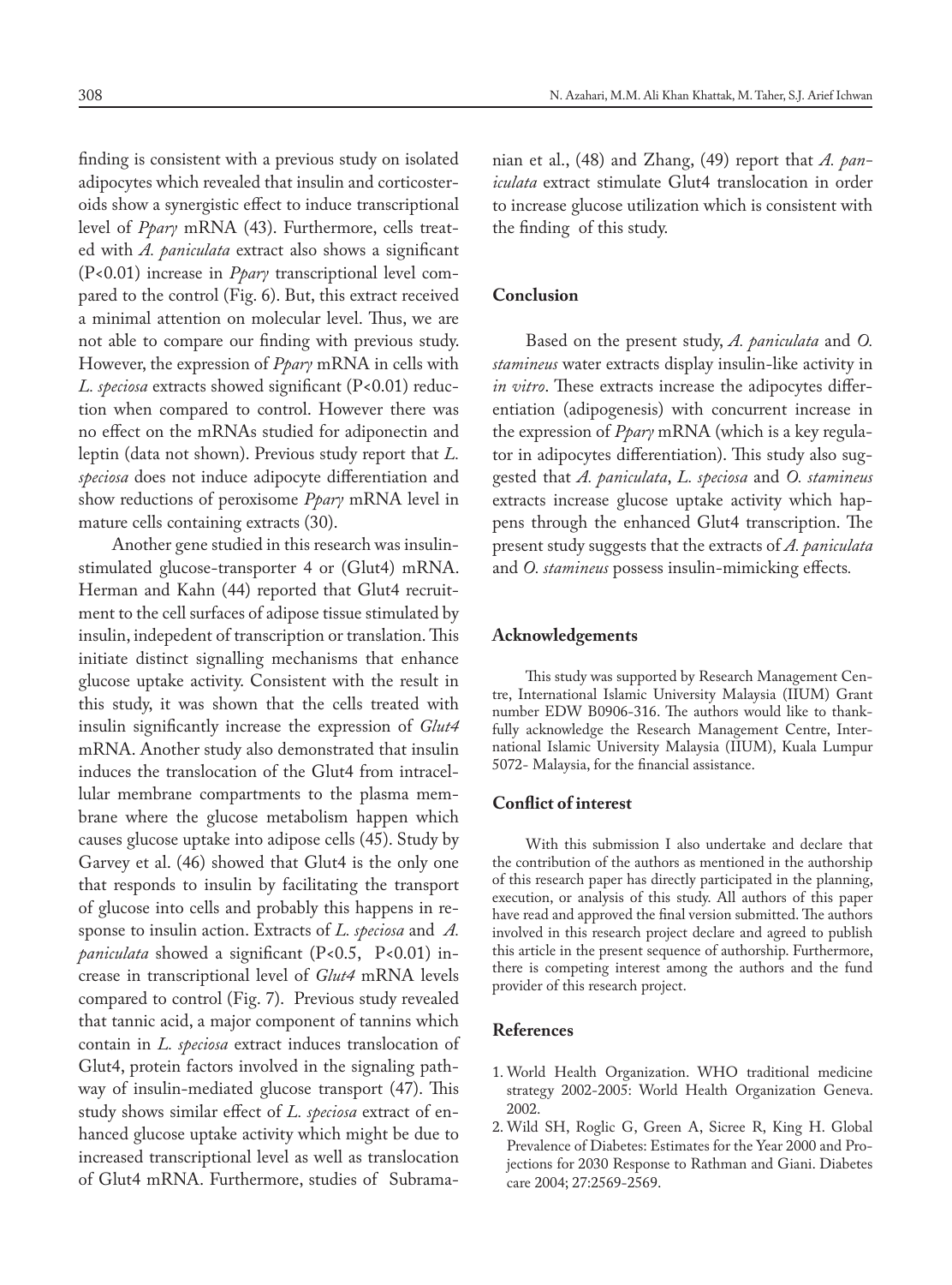finding is consistent with a previous study on isolated adipocytes which revealed that insulin and corticosteroids show a synergistic effect to induce transcriptional level of *Pparγ* mRNA (43). Furthermore, cells treated with *A. paniculata* extract also shows a significant (P<0.01) increase in *Pparγ* transcriptional level compared to the control (Fig. 6). But, this extract received a minimal attention on molecular level. Thus, we are not able to compare our finding with previous study. However, the expression of *Pparγ* mRNA in cells with *L. speciosa* extracts showed significant (P<0.01) reduction when compared to control. However there was no effect on the mRNAs studied for adiponectin and leptin (data not shown). Previous study report that *L. speciosa* does not induce adipocyte differentiation and show reductions of peroxisome *Pparγ* mRNA level in mature cells containing extracts (30).

Another gene studied in this research was insulin-stimulated glucose-transporter 4 or (Glut4) mRNA. Herman and Kahn (44) reported that Glut4 recruitment to the cell surfaces of adipose tissue stimulated by insulin, indepedent of transcription or translation. This initiate distinct signalling mechanisms that enhance glucose uptake activity. Consistent with the result in this study, it was shown that the cells treated with insulin significantly increase the expression of *Glut4* mRNA. Another study also demonstrated that insulin induces the translocation of the Glut4 from intracellular membrane compartments to the plasma membrane where the glucose metabolism happen which causes glucose uptake into adipose cells (45). Study by Garvey et al. (46) showed that Glut4 is the only one that responds to insulin by facilitating the transport of glucose into cells and probably this happens in response to insulin action. Extracts of *L. speciosa* and *A. paniculata* showed a significant (P<0.5, P<0.01) increase in transcriptional level of *Glut4* mRNA levels compared to control (Fig. 7). Previous study revealed that tannic acid, a major component of tannins which contain in *L. speciosa* extract induces translocation of Glut4, protein factors involved in the signaling pathway of insulin-mediated glucose transport (47). This study shows similar effect of *L. speciosa* extract of enhanced glucose uptake activity which might be due to increased transcriptional level as well as translocation of Glut4 mRNA. Furthermore, studies of Subramanian et al., (48) and Zhang, (49) report that *A. paniculata* extract stimulate Glut4 translocation in order to increase glucose utilization which is consistent with the finding of this study.

## Conclusion

Based on the present study, *A. paniculata* and *O. stamineus* water extracts display insulin-like activity in *in vitro*. These extracts increase the adipocytes differentiation (adipogenesis) with concurrent increase in the expression of *Pparγ* mRNA (which is a key regulator in adipocytes differentiation). This study also suggested that *A. paniculata*, *L. speciosa* and *O. stamineus* extracts increase glucose uptake activity which happens through the enhanced Glut4 transcription. The present study suggests that the extracts of *A. paniculata* and *O. stamineus* possess insulin-mimicking effects.

## Acknowledgements

This study was supported by Research Management Centre, International Islamic University Malaysia (IIUM) Grant number EDW B0906-316. The authors would like to thankfully acknowledge the Research Management Centre, International Islamic University Malaysia (IIUM), Kuala Lumpur 5072- Malaysia, for the financial assistance.

## Conflict of interest

With this submission I also undertake and declare that the contribution of the authors as mentioned in the authorship of this research paper has directly participated in the planning, execution, or analysis of this study. All authors of this paper have read and approved the final version submitted. The authors involved in this research project declare and agreed to publish this article in the present sequence of authorship. Furthermore, there is competing interest among the authors and the fund provider of this research project.

## References

1. World Health Organization. WHO traditional medicine strategy 2002-2005: World Health Organization Geneva. 2002.
2. Wild SH, Roglic G, Green A, Sicree R, King H. Global Prevalence of Diabetes: Estimates for the Year 2000 and Projections for 2030 Response to Rathman and Giani. Diabetes care 2004; 27:2569-2569.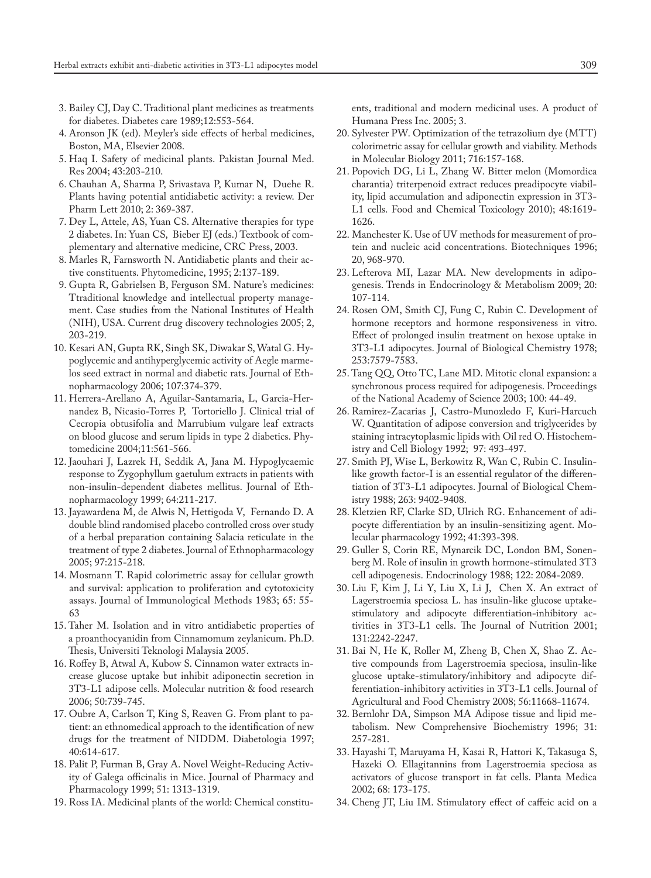3. Bailey CJ, Day C. Traditional plant medicines as treatments for diabetes. Diabetes care 1989;12:553-564.
4. Aronson JK (ed). Meyler's side effects of herbal medicines, Boston, MA, Elsevier 2008.
5. Haq I. Safety of medicinal plants. Pakistan Journal Med. Res 2004; 43:203-210.
6. Chauhan A, Sharma P, Srivastava P, Kumar N, Duehe R. Plants having potential antidiabetic activity: a review. Der Pharm Lett 2010; 2: 369-387.
7. Dey L, Attele, AS, Yuan CS. Alternative therapies for type 2 diabetes. In: Yuan CS, Bieber EJ (eds.) Textbook of complementary and alternative medicine, CRC Press, 2003.
8. Marles R, Farnsworth N. Antidiabetic plants and their active constituents. Phytomedicine, 1995; 2:137-189.
9. Gupta R, Gabrielsen B, Ferguson SM. Nature's medicines: Ttraditional knowledge and intellectual property management. Case studies from the National Institutes of Health (NIH), USA. Current drug discovery technologies 2005; 2, 203-219.
10. Kesari AN, Gupta RK, Singh SK, Diwakar S, Watal G. Hypoglycemic and antihyperglycemic activity of Aegle marmelos seed extract in normal and diabetic rats. Journal of Ethnopharmacology 2006; 107:374-379.
11. Herrera-Arellano A, Aguilar-Santamaria, L, Garcia-Hernandez B, Nicasio-Torres P, Tortoriello J. Clinical trial of Cecropia obtusifolia and Marrubium vulgare leaf extracts on blood glucose and serum lipids in type 2 diabetics. Phytomedicine 2004;11:561-566.
12. Jaouhari J, Lazrek H, Seddik A, Jana M. Hypoglycaemic response to Zygophyllum gaetulum extracts in patients with non-insulin-dependent diabetes mellitus. Journal of Ethnopharmacology 1999; 64:211-217.
13. Jayawardena M, de Alwis N, Hettigoda V, Fernando D. A double blind randomised placebo controlled cross over study of a herbal preparation containing Salacia reticulate in the treatment of type 2 diabetes. Journal of Ethnopharmacology 2005; 97:215-218.
14. Mosmann T. Rapid colorimetric assay for cellular growth and survival: application to proliferation and cytotoxicity assays. Journal of Immunological Methods 1983; 65: 55-63
15. Taher M. Isolation and in vitro antidiabetic properties of a proanthocyanidin from Cinnamomum zeylanicum. Ph.D. Thesis, Universiti Teknologi Malaysia 2005.
16. Roffey B, Atwal A, Kubow S. Cinnamon water extracts increase glucose uptake but inhibit adiponectin secretion in 3T3-L1 adipose cells. Molecular nutrition & food research 2006; 50:739-745.
17. Oubre A, Carlson T, King S, Reaven G. From plant to patient: an ethnomedical approach to the identification of new drugs for the treatment of NIDDM. Diabetologia 1997; 40:614-617.
18. Palit P, Furman B, Gray A. Novel Weight-Reducing Activity of Galega officinalis in Mice. Journal of Pharmacy and Pharmacology 1999; 51: 1313-1319.
19. Ross IA. Medicinal plants of the world: Chemical constituents, traditional and modern medicinal uses. A product of Humana Press Inc. 2005; 3.
20. Sylvester PW. Optimization of the tetrazolium dye (MTT) colorimetric assay for cellular growth and viability. Methods in Molecular Biology 2011; 716:157-168.
21. Popovich DG, Li L, Zhang W. Bitter melon (Momordica charantia) triterpenoid extract reduces preadipocyte viability, lipid accumulation and adiponectin expression in 3T3-L1 cells. Food and Chemical Toxicology 2010); 48:1619-1626.
22. Manchester K. Use of UV methods for measurement of protein and nucleic acid concentrations. Biotechniques 1996; 20, 968-970.
23. Lefterova MI, Lazar MA. New developments in adipogenesis. Trends in Endocrinology & Metabolism 2009; 20: 107-114.
24. Rosen OM, Smith CJ, Fung C, Rubin C. Development of hormone receptors and hormone responsiveness in vitro. Effect of prolonged insulin treatment on hexose uptake in 3T3-L1 adipocytes. Journal of Biological Chemistry 1978; 253:7579-7583.
25. Tang QQ, Otto TC, Lane MD. Mitotic clonal expansion: a synchronous process required for adipogenesis. Proceedings of the National Academy of Science 2003; 100: 44-49.
26. Ramirez-Zacarias J, Castro-Munozledo F, Kuri-Harcuch W. Quantitation of adipose conversion and triglycerides by staining intracytoplasmic lipids with Oil red O. Histochemistry and Cell Biology 1992; 97: 493-497.
27. Smith PJ, Wise L, Berkowitz R, Wan C, Rubin C. Insulin-like growth factor-I is an essential regulator of the differentiation of 3T3-L1 adipocytes. Journal of Biological Chemistry 1988; 263: 9402-9408.
28. Kletzien RF, Clarke SD, Ulrich RG. Enhancement of adipocyte differentiation by an insulin-sensitizing agent. Molecular pharmacology 1992; 41:393-398.
29. Guller S, Corin RE, Mynarcik DC, London BM, Sonenberg M. Role of insulin in growth hormone-stimulated 3T3 cell adipogenesis. Endocrinology 1988; 122: 2084-2089.
30. Liu F, Kim J, Li Y, Liu X, Li J, Chen X. An extract of Lagerstroemia speciosa L. has insulin-like glucose uptake-stimulatory and adipocyte differentiation-inhibitory activities in 3T3-L1 cells. The Journal of Nutrition 2001; 131:2242-2247.
31. Bai N, He K, Roller M, Zheng B, Chen X, Shao Z. Active compounds from Lagerstroemia speciosa, insulin-like glucose uptake-stimulatory/inhibitory and adipocyte differentiation-inhibitory activities in 3T3-L1 cells. Journal of Agricultural and Food Chemistry 2008; 56:11668-11674.
32. Bernlohr DA, Simpson MA Adipose tissue and lipid metabolism. New Comprehensive Biochemistry 1996; 31: 257-281.
33. Hayashi T, Maruyama H, Kasai R, Hattori K, Takasuga S, Hazeki O. Ellagitannins from Lagerstroemia speciosa as activators of glucose transport in fat cells. Planta Medica 2002; 68: 173-175.
34. Cheng JT, Liu IM. Stimulatory effect of caffeic acid on a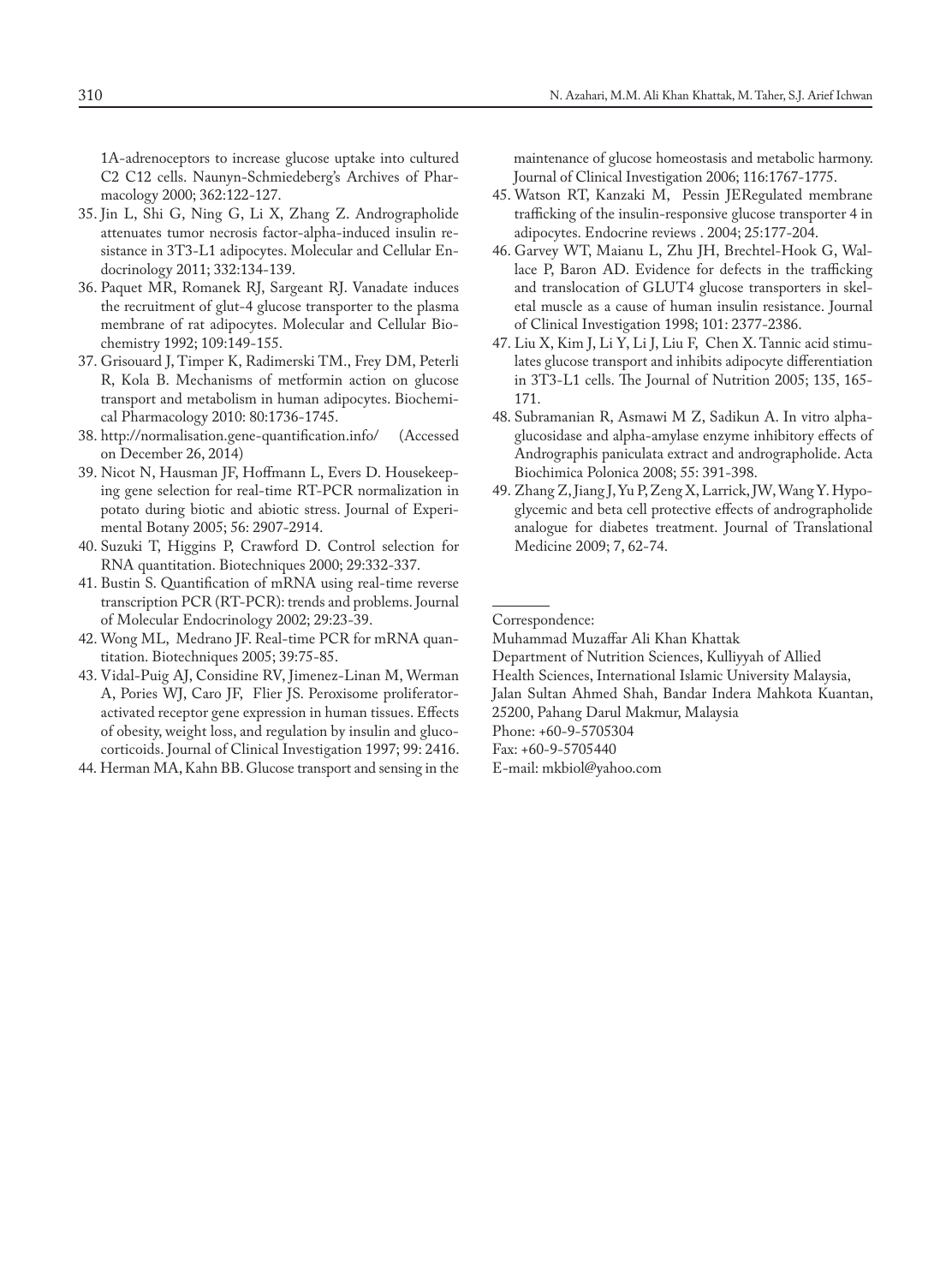1A-adrenoceptors to increase glucose uptake into cultured C2 C12 cells. Naunyn-Schmiedeberg's Archives of Pharmacology 2000; 362:122-127.

35. Jin L, Shi G, Ning G, Li X, Zhang Z. Andrographolide attenuates tumor necrosis factor-alpha-induced insulin resistance in 3T3-L1 adipocytes. Molecular and Cellular Endocrinology 2011; 332:134-139.
36. Paquet MR, Romanek RJ, Sargeant RJ. Vanadate induces the recruitment of glut-4 glucose transporter to the plasma membrane of rat adipocytes. Molecular and Cellular Biochemistry 1992; 109:149-155.
37. Grisouard J, Timper K, Radimerski TM., Frey DM, Peterli R, Kola B. Mechanisms of metformin action on glucose transport and metabolism in human adipocytes. Biochemical Pharmacology 2010: 80:1736-1745.
38. http://normalisation.gene-quantification.info/ (Accessed on December 26, 2014)
39. Nicot N, Hausman JF, Hoffmann L, Evers D. Housekeeping gene selection for real-time RT-PCR normalization in potato during biotic and abiotic stress. Journal of Experimental Botany 2005; 56: 2907-2914.
40. Suzuki T, Higgins P, Crawford D. Control selection for RNA quantitation. Biotechniques 2000; 29:332-337.
41. Bustin S. Quantification of mRNA using real-time reverse transcription PCR (RT-PCR): trends and problems. Journal of Molecular Endocrinology 2002; 29:23-39.
42. Wong ML, Medrano JF. Real-time PCR for mRNA quantitation. Biotechniques 2005; 39:75-85.
43. Vidal-Puig AJ, Considine RV, Jimenez-Linan M, Werman A, Pories WJ, Caro JF, Flier JS. Peroxisome proliferator-activated receptor gene expression in human tissues. Effects of obesity, weight loss, and regulation by insulin and glucocorticoids. Journal of Clinical Investigation 1997; 99: 2416.
44. Herman MA, Kahn BB. Glucose transport and sensing in the maintenance of glucose homeostasis and metabolic harmony. Journal of Clinical Investigation 2006; 116:1767-1775.
45. Watson RT, Kanzaki M, Pessin JERegulated membrane trafficking of the insulin-responsive glucose transporter 4 in adipocytes. Endocrine reviews . 2004; 25:177-204.
46. Garvey WT, Maianu L, Zhu JH, Brechtel-Hook G, Wallace P, Baron AD. Evidence for defects in the trafficking and translocation of GLUT4 glucose transporters in skeletal muscle as a cause of human insulin resistance. Journal of Clinical Investigation 1998; 101: 2377-2386.
47. Liu X, Kim J, Li Y, Li J, Liu F, Chen X. Tannic acid stimulates glucose transport and inhibits adipocyte differentiation in 3T3-L1 cells. The Journal of Nutrition 2005; 135, 165-171.
48. Subramanian R, Asmawi M Z, Sadikun A. In vitro alpha-glucosidase and alpha-amylase enzyme inhibitory effects of Andrographis paniculata extract and andrographolide. Acta Biochimica Polonica 2008; 55: 391-398.
49. Zhang Z, Jiang J, Yu P, Zeng X, Larrick, JW, Wang Y. Hypoglycemic and beta cell protective effects of andrographolide analogue for diabetes treatment. Journal of Translational Medicine 2009; 7, 62-74.

---

Correspondence:
Muhammad Muzaffar Ali Khan Khattak
Department of Nutrition Sciences, Kulliyyah of Allied Health Sciences, International Islamic University Malaysia, Jalan Sultan Ahmed Shah, Bandar Indera Mahkota Kuantan, 25200, Pahang Darul Makmur, Malaysia
Phone: +60-9-5705304
Fax: +60-9-5705440
E-mail: mkbiol@yahoo.com